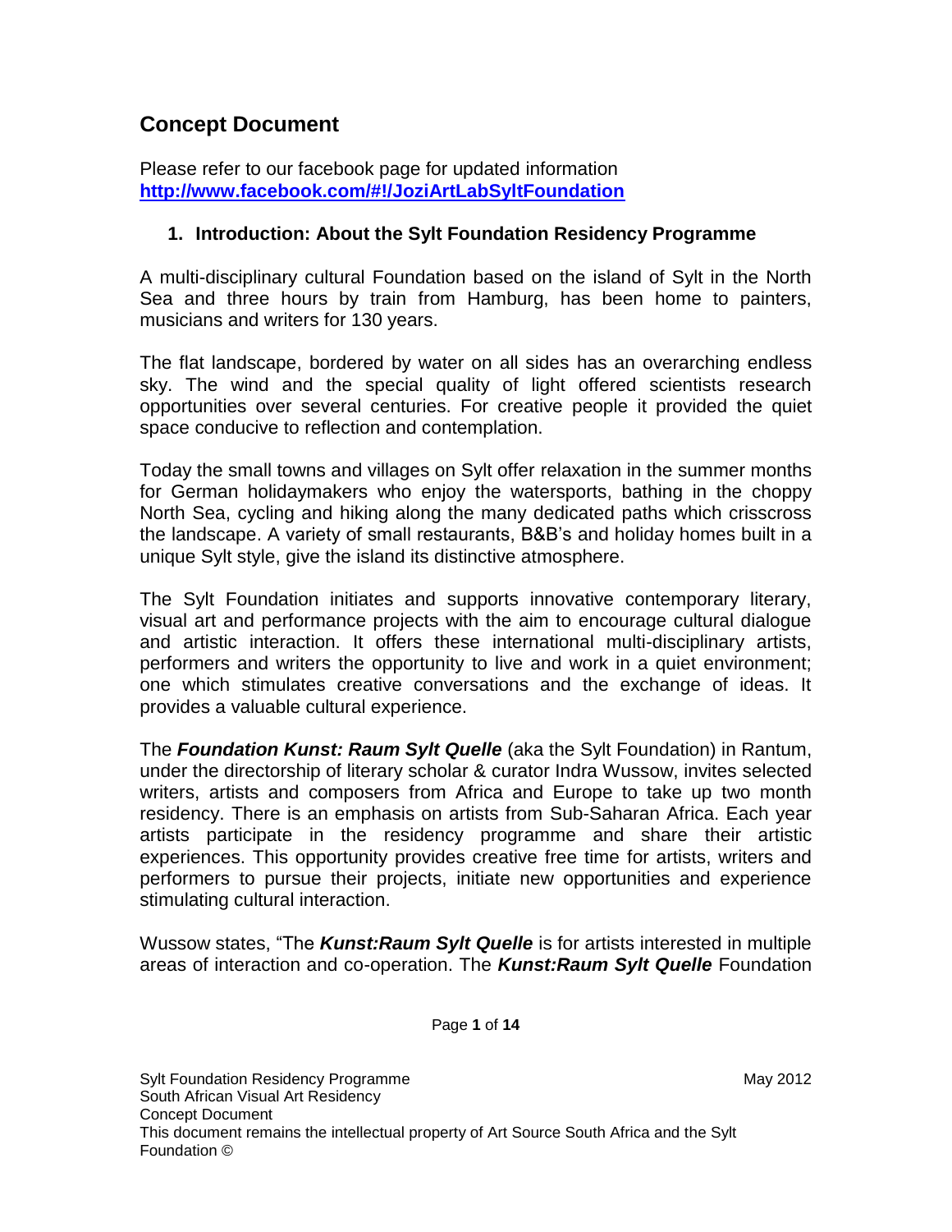# Concept Document

Please refer to our facebook page for updated information
**[http://www.facebook.com/#!/JoziArtLabSyltFoundation](http://www.facebook.com/#!/JoziArtLabSyltFoundation)**

## 1. Introduction: About the Sylt Foundation Residency Programme

A multi-disciplinary cultural Foundation based on the island of Sylt in the North Sea and three hours by train from Hamburg, has been home to painters, musicians and writers for 130 years.

The flat landscape, bordered by water on all sides has an overarching endless sky. The wind and the special quality of light offered scientists research opportunities over several centuries. For creative people it provided the quiet space conducive to reflection and contemplation.

Today the small towns and villages on Sylt offer relaxation in the summer months for German holidaymakers who enjoy the watersports, bathing in the choppy North Sea, cycling and hiking along the many dedicated paths which crisscross the landscape. A variety of small restaurants, B&B's and holiday homes built in a unique Sylt style, give the island its distinctive atmosphere.

The Sylt Foundation initiates and supports innovative contemporary literary, visual art and performance projects with the aim to encourage cultural dialogue and artistic interaction. It offers these international multi-disciplinary artists, performers and writers the opportunity to live and work in a quiet environment; one which stimulates creative conversations and the exchange of ideas. It provides a valuable cultural experience.

The ***Foundation Kunst: Raum Sylt Quelle*** (aka the Sylt Foundation) in Rantum, under the directorship of literary scholar & curator Indra Wussow, invites selected writers, artists and composers from Africa and Europe to take up two month residency. There is an emphasis on artists from Sub-Saharan Africa. Each year artists participate in the residency programme and share their artistic experiences. This opportunity provides creative free time for artists, writers and performers to pursue their projects, initiate new opportunities and experience stimulating cultural interaction.

Wussow states, "The ***Kunst:Raum Sylt Quelle*** is for artists interested in multiple areas of interaction and co-operation. The ***Kunst:Raum Sylt Quelle*** Foundation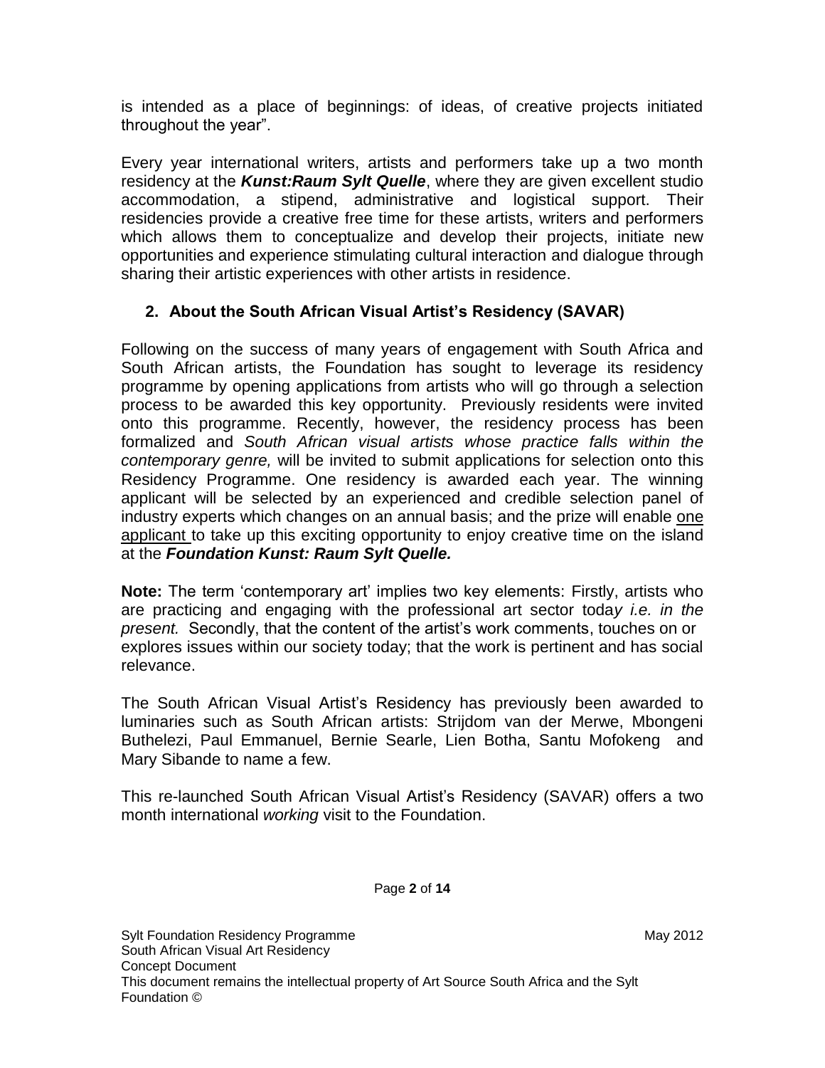is intended as a place of beginnings: of ideas, of creative projects initiated throughout the year".

Every year international writers, artists and performers take up a two month residency at the ***Kunst:Raum Sylt Quelle***, where they are given excellent studio accommodation, a stipend, administrative and logistical support. Their residencies provide a creative free time for these artists, writers and performers which allows them to conceptualize and develop their projects, initiate new opportunities and experience stimulating cultural interaction and dialogue through sharing their artistic experiences with other artists in residence.

## 2. About the South African Visual Artist's Residency (SAVAR)

Following on the success of many years of engagement with South Africa and South African artists, the Foundation has sought to leverage its residency programme by opening applications from artists who will go through a selection process to be awarded this key opportunity. Previously residents were invited onto this programme. Recently, however, the residency process has been formalized and *South African visual artists whose practice falls within the contemporary genre,* will be invited to submit applications for selection onto this Residency Programme. One residency is awarded each year. The winning applicant will be selected by an experienced and credible selection panel of industry experts which changes on an annual basis; and the prize will enable one applicant to take up this exciting opportunity to enjoy creative time on the island at the ***Foundation Kunst: Raum Sylt Quelle.***

**Note:** The term 'contemporary art' implies two key elements: Firstly, artists who are practicing and engaging with the professional art sector today *i.e. in the present.* Secondly, that the content of the artist's work comments, touches on or explores issues within our society today; that the work is pertinent and has social relevance.

The South African Visual Artist's Residency has previously been awarded to luminaries such as South African artists: Strijdom van der Merwe, Mbongeni Buthelezi, Paul Emmanuel, Bernie Searle, Lien Botha, Santu Mofokeng and Mary Sibande to name a few.

This re-launched South African Visual Artist's Residency (SAVAR) offers a two month international *working* visit to the Foundation.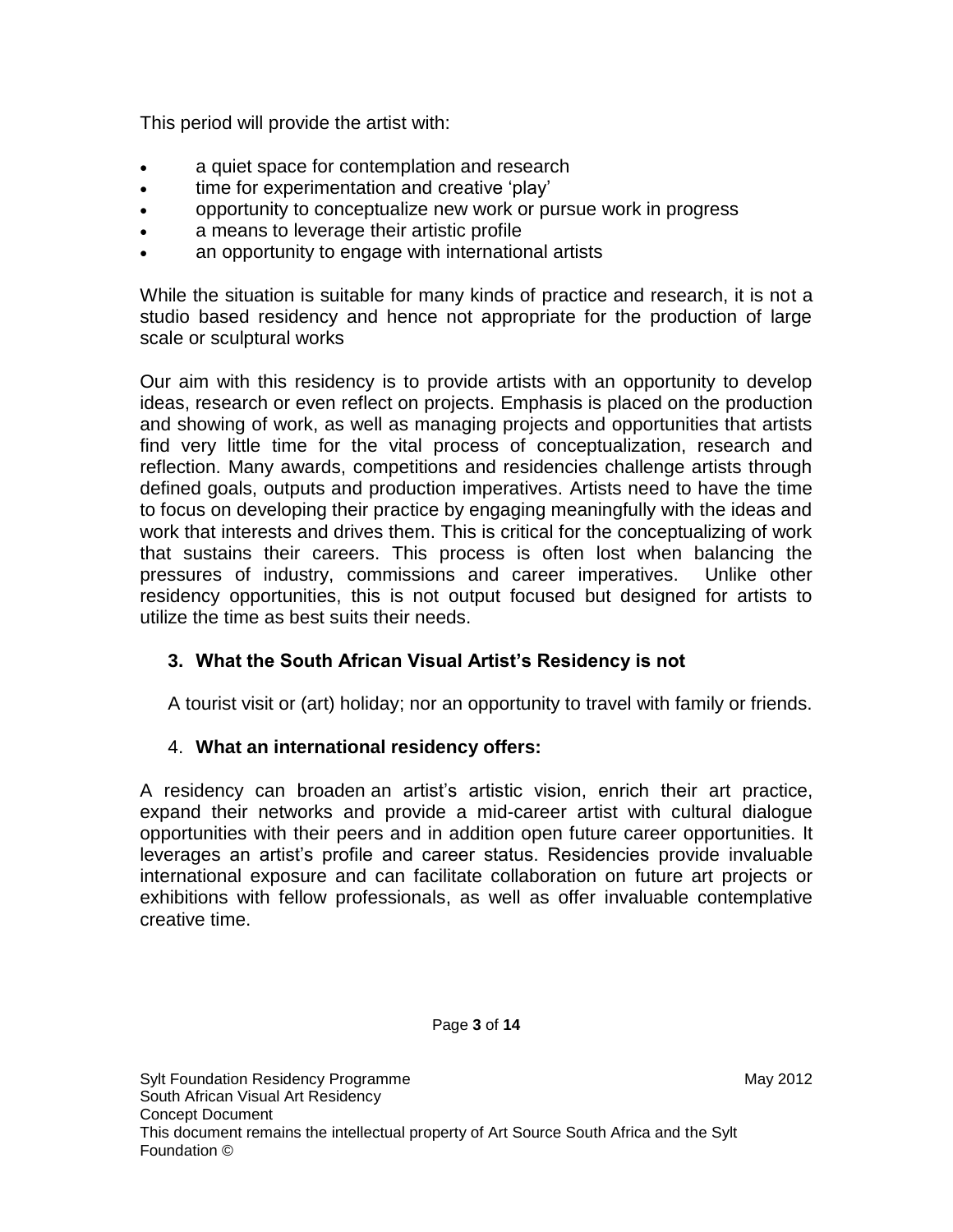This period will provide the artist with:

- a quiet space for contemplation and research
- time for experimentation and creative 'play'
- opportunity to conceptualize new work or pursue work in progress
- a means to leverage their artistic profile
- an opportunity to engage with international artists

While the situation is suitable for many kinds of practice and research, it is not a studio based residency and hence not appropriate for the production of large scale or sculptural works

Our aim with this residency is to provide artists with an opportunity to develop ideas, research or even reflect on projects. Emphasis is placed on the production and showing of work, as well as managing projects and opportunities that artists find very little time for the vital process of conceptualization, research and reflection. Many awards, competitions and residencies challenge artists through defined goals, outputs and production imperatives. Artists need to have the time to focus on developing their practice by engaging meaningfully with the ideas and work that interests and drives them. This is critical for the conceptualizing of work that sustains their careers. This process is often lost when balancing the pressures of industry, commissions and career imperatives. Unlike other residency opportunities, this is not output focused but designed for artists to utilize the time as best suits their needs.

## 3. What the South African Visual Artist's Residency is not

A tourist visit or (art) holiday; nor an opportunity to travel with family or friends.

## 4. What an international residency offers:

A residency can broaden an artist's artistic vision, enrich their art practice, expand their networks and provide a mid-career artist with cultural dialogue opportunities with their peers and in addition open future career opportunities. It leverages an artist's profile and career status. Residencies provide invaluable international exposure and can facilitate collaboration on future art projects or exhibitions with fellow professionals, as well as offer invaluable contemplative creative time.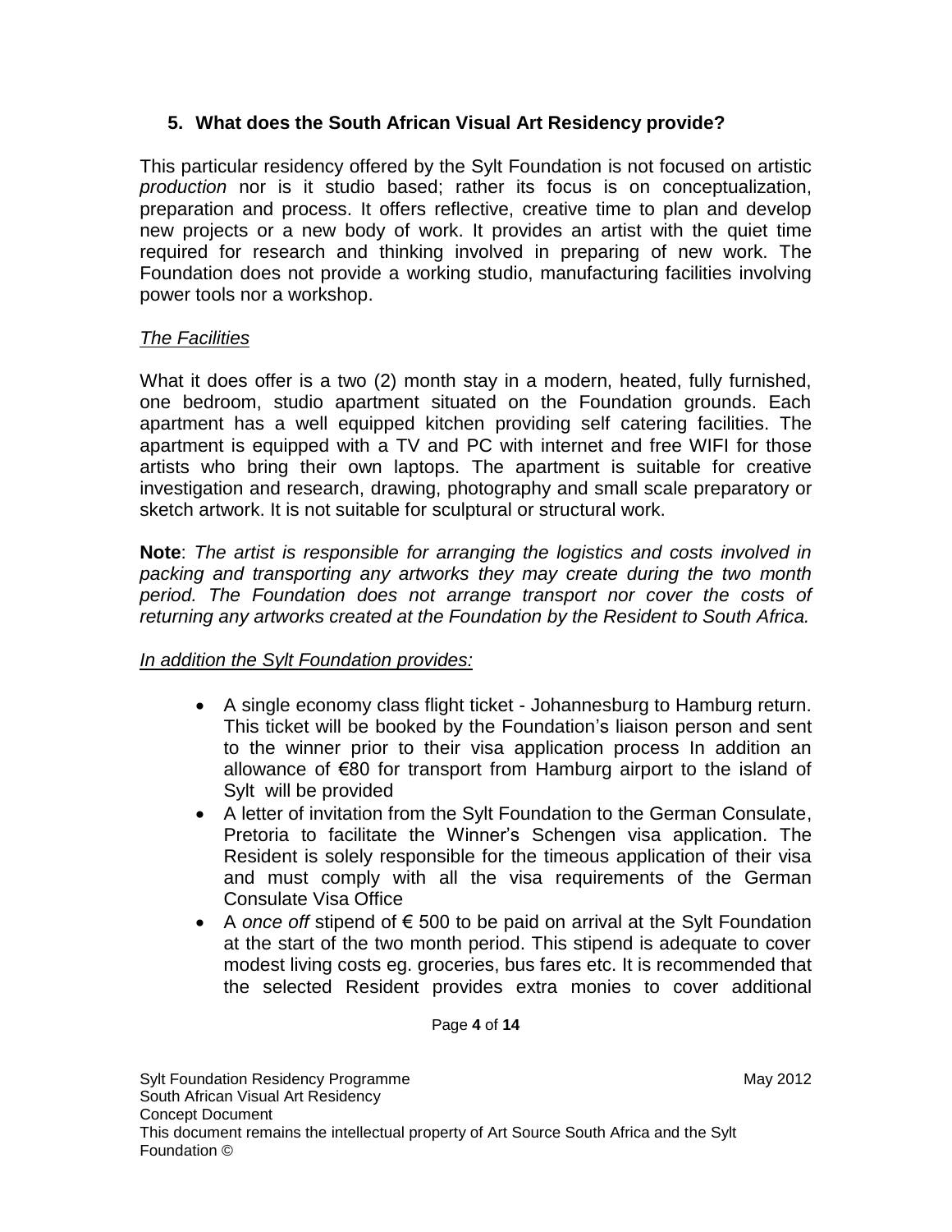## 5. What does the South African Visual Art Residency provide?

This particular residency offered by the Sylt Foundation is not focused on artistic *production* nor is it studio based; rather its focus is on conceptualization, preparation and process. It offers reflective, creative time to plan and develop new projects or a new body of work. It provides an artist with the quiet time required for research and thinking involved in preparing of new work. The Foundation does not provide a working studio, manufacturing facilities involving power tools nor a workshop.

*The Facilities*

What it does offer is a two (2) month stay in a modern, heated, fully furnished, one bedroom, studio apartment situated on the Foundation grounds. Each apartment has a well equipped kitchen providing self catering facilities. The apartment is equipped with a TV and PC with internet and free WIFI for those artists who bring their own laptops. The apartment is suitable for creative investigation and research, drawing, photography and small scale preparatory or sketch artwork. It is not suitable for sculptural or structural work.

**Note**: *The artist is responsible for arranging the logistics and costs involved in packing and transporting any artworks they may create during the two month period. The Foundation does not arrange transport nor cover the costs of returning any artworks created at the Foundation by the Resident to South Africa.*

*In addition the Sylt Foundation provides:*

- A single economy class flight ticket - Johannesburg to Hamburg return. This ticket will be booked by the Foundation's liaison person and sent to the winner prior to their visa application process In addition an allowance of €80 for transport from Hamburg airport to the island of Sylt will be provided
- A letter of invitation from the Sylt Foundation to the German Consulate, Pretoria to facilitate the Winner's Schengen visa application. The Resident is solely responsible for the timeous application of their visa and must comply with all the visa requirements of the German Consulate Visa Office
- A *once off* stipend of € 500 to be paid on arrival at the Sylt Foundation at the start of the two month period. This stipend is adequate to cover modest living costs eg. groceries, bus fares etc. It is recommended that the selected Resident provides extra monies to cover additional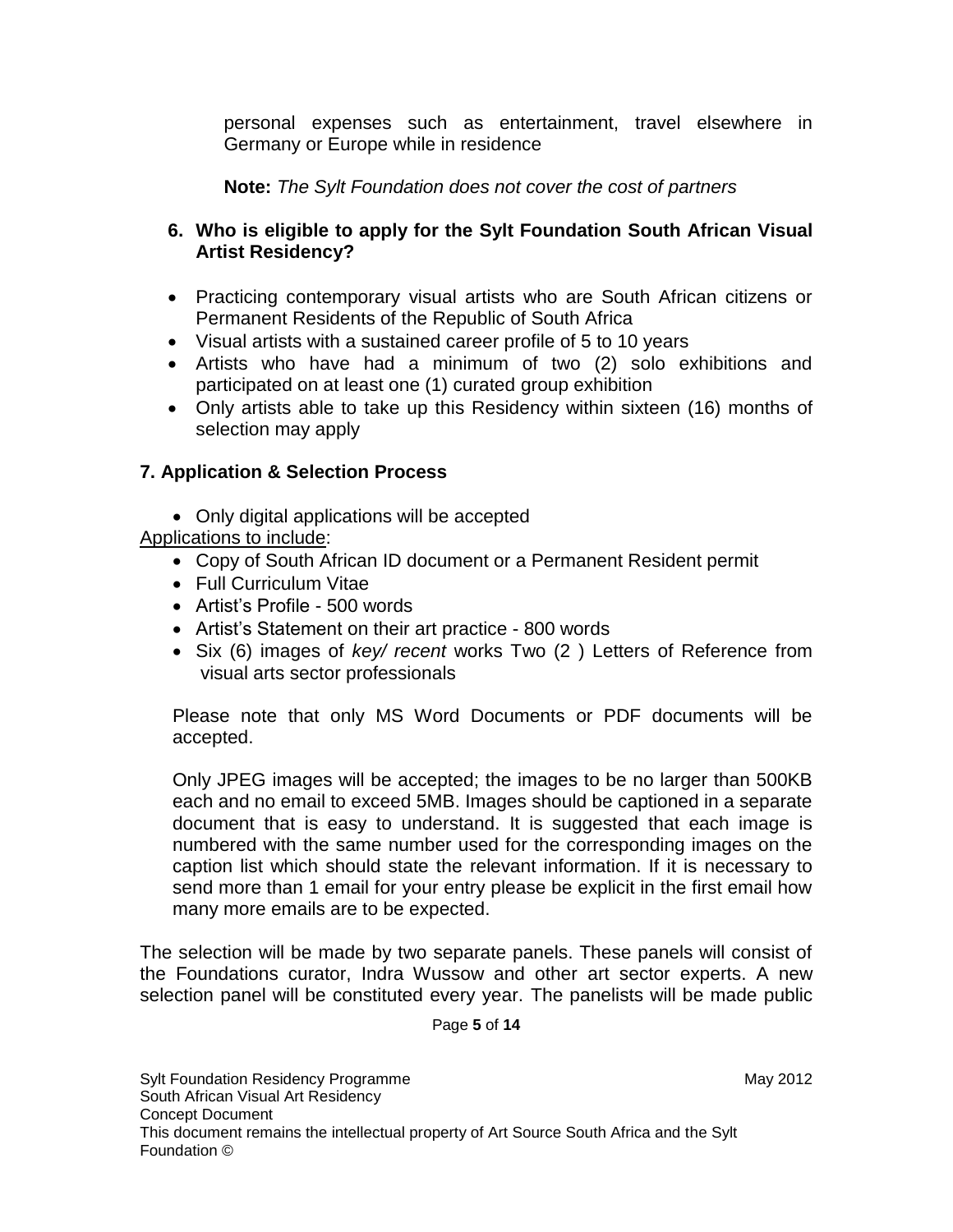personal expenses such as entertainment, travel elsewhere in Germany or Europe while in residence

**Note:** *The Sylt Foundation does not cover the cost of partners*

### 6. Who is eligible to apply for the Sylt Foundation South African Visual Artist Residency?

- Practicing contemporary visual artists who are South African citizens or Permanent Residents of the Republic of South Africa
- Visual artists with a sustained career profile of 5 to 10 years
- Artists who have had a minimum of two (2) solo exhibitions and participated on at least one (1) curated group exhibition
- Only artists able to take up this Residency within sixteen (16) months of selection may apply

### 7. Application & Selection Process

- Only digital applications will be accepted

Applications to include:

- Copy of South African ID document or a Permanent Resident permit
- Full Curriculum Vitae
- Artist's Profile - 500 words
- Artist's Statement on their art practice - 800 words
- Six (6) images of *key/ recent* works Two (2 ) Letters of Reference from visual arts sector professionals

Please note that only MS Word Documents or PDF documents will be accepted.

Only JPEG images will be accepted; the images to be no larger than 500KB each and no email to exceed 5MB. Images should be captioned in a separate document that is easy to understand. It is suggested that each image is numbered with the same number used for the corresponding images on the caption list which should state the relevant information. If it is necessary to send more than 1 email for your entry please be explicit in the first email how many more emails are to be expected.

The selection will be made by two separate panels. These panels will consist of the Foundations curator, Indra Wussow and other art sector experts. A new selection panel will be constituted every year. The panelists will be made public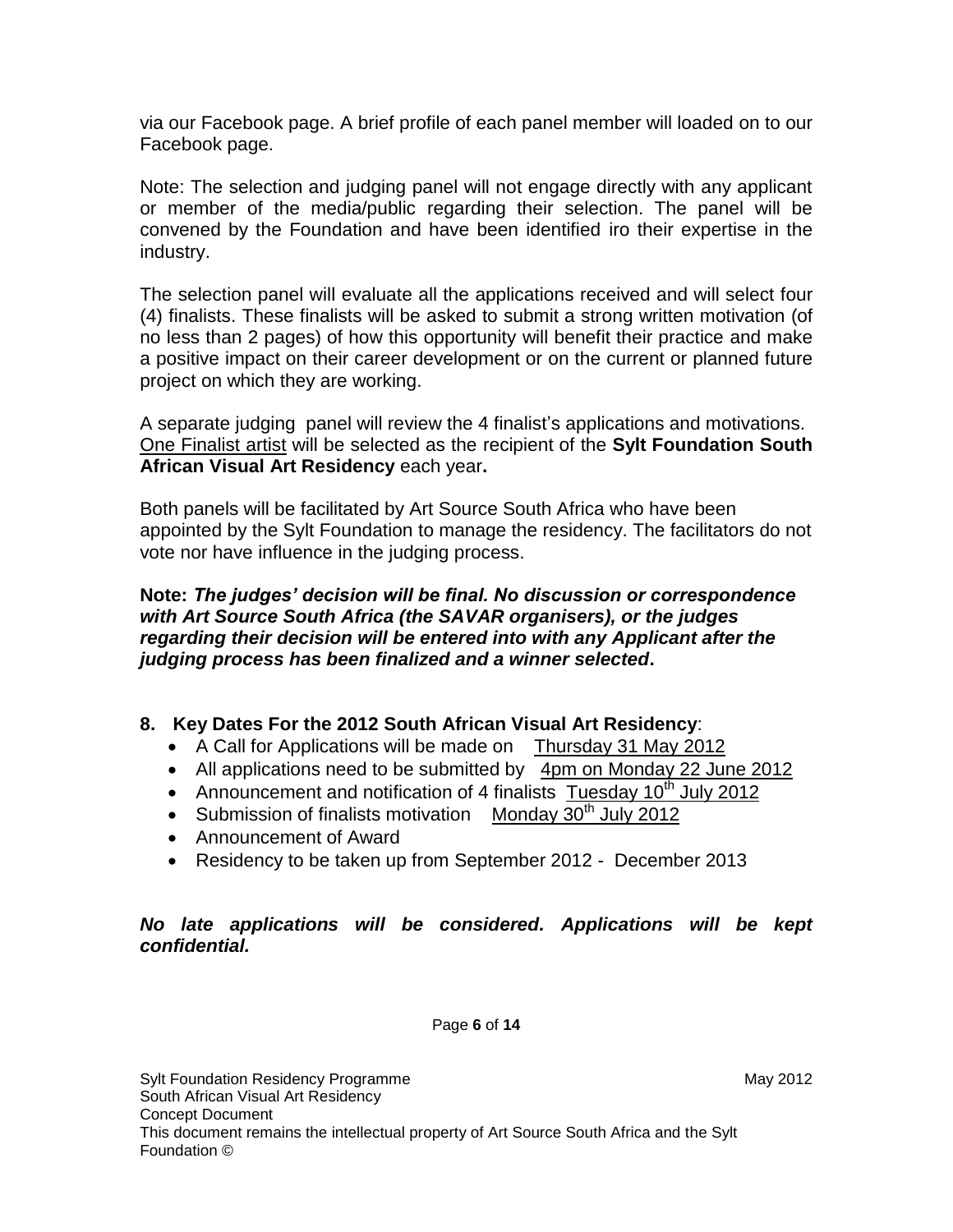via our Facebook page. A brief profile of each panel member will loaded on to our Facebook page.

Note: The selection and judging panel will not engage directly with any applicant or member of the media/public regarding their selection. The panel will be convened by the Foundation and have been identified iro their expertise in the industry.

The selection panel will evaluate all the applications received and will select four (4) finalists. These finalists will be asked to submit a strong written motivation (of no less than 2 pages) of how this opportunity will benefit their practice and make a positive impact on their career development or on the current or planned future project on which they are working.

A separate judging panel will review the 4 finalist's applications and motivations. One Finalist artist will be selected as the recipient of the **Sylt Foundation South African Visual Art Residency** each year**.**

Both panels will be facilitated by Art Source South Africa who have been appointed by the Sylt Foundation to manage the residency. The facilitators do not vote nor have influence in the judging process.

**Note:** ***The judges' decision will be final. No discussion or correspondence with Art Source South Africa (the SAVAR organisers), or the judges regarding their decision will be entered into with any Applicant after the judging process has been finalized and a winner selected*****.**

## 8. Key Dates For the 2012 South African Visual Art Residency:

- A Call for Applications will be made on Thursday 31 May 2012
- All applications need to be submitted by 4pm on Monday 22 June 2012
- Announcement and notification of 4 finalists Tuesday 10th July 2012
- Submission of finalists motivation Monday 30th July 2012
- Announcement of Award
- Residency to be taken up from September 2012 - December 2013

***No late applications will be considered. Applications will be kept confidential.***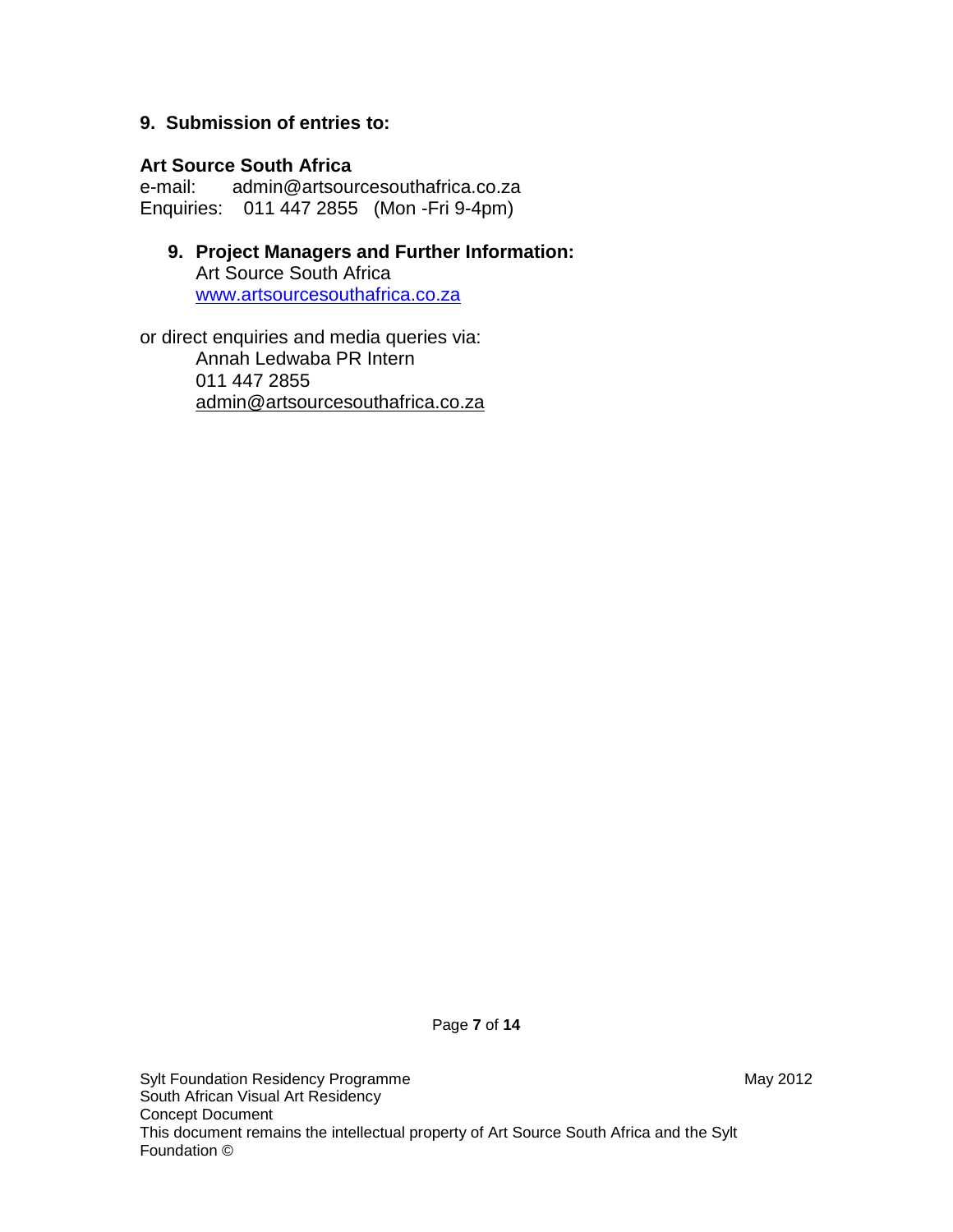## 9. Submission of entries to:

**Art Source South Africa**
e-mail: admin@artsourcesouthafrica.co.za
Enquiries: 011 447 2855 (Mon -Fri 9-4pm)

## 9. Project Managers and Further Information:

Art Source South Africa
www.artsourcesouthafrica.co.za

or direct enquiries and media queries via:

Annah Ledwaba PR Intern
011 447 2855
admin@artsourcesouthafrica.co.za

Sylt Foundation Residency Programme
South African Visual Art Residency
Concept Document
This document remains the intellectual property of Art Source South Africa and the Sylt Foundation ©

May 2012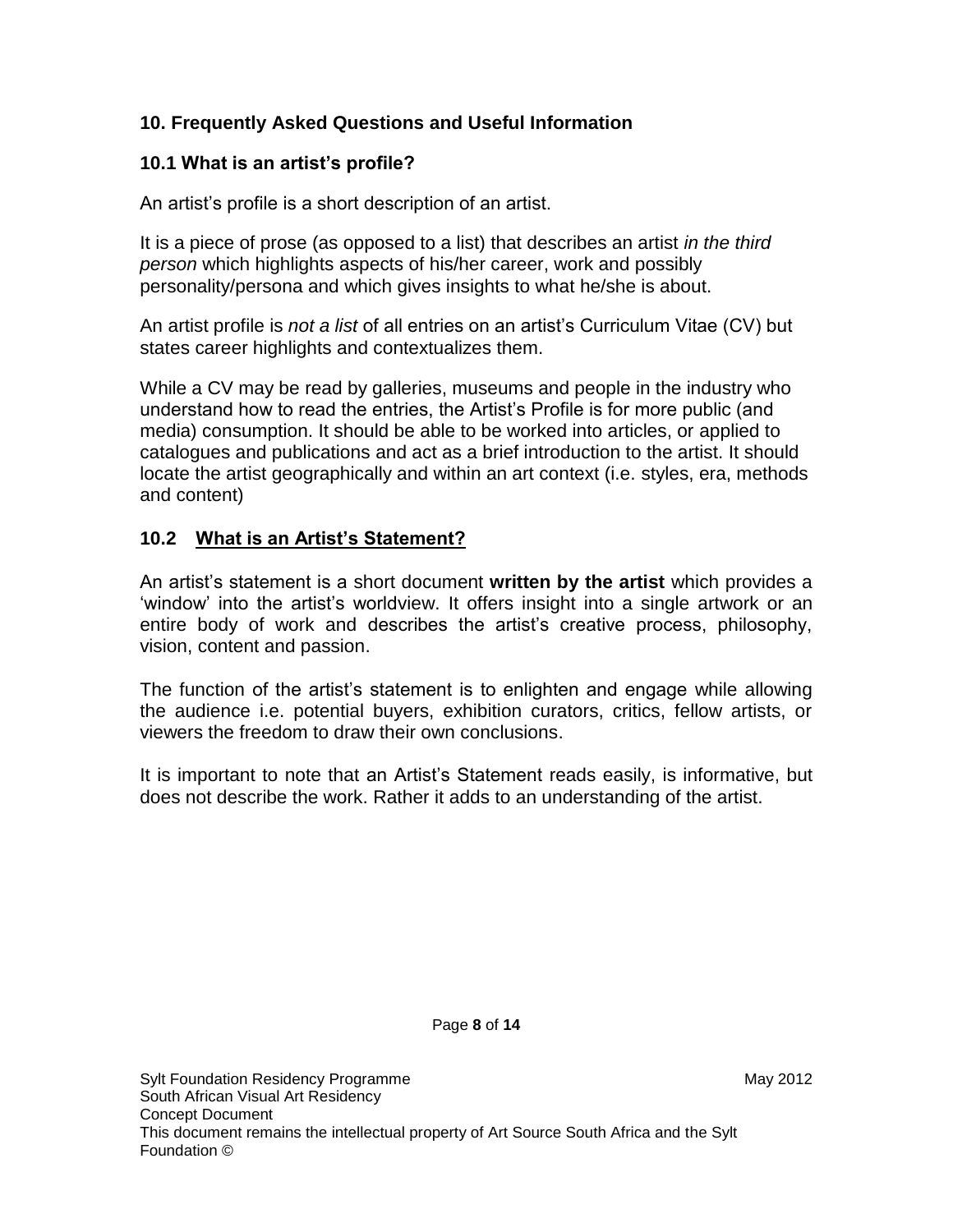## 10. Frequently Asked Questions and Useful Information

### 10.1 What is an artist's profile?

An artist's profile is a short description of an artist.

It is a piece of prose (as opposed to a list) that describes an artist *in the third person* which highlights aspects of his/her career, work and possibly personality/persona and which gives insights to what he/she is about.

An artist profile is *not a list* of all entries on an artist's Curriculum Vitae (CV) but states career highlights and contextualizes them.

While a CV may be read by galleries, museums and people in the industry who understand how to read the entries, the Artist's Profile is for more public (and media) consumption. It should be able to be worked into articles, or applied to catalogues and publications and act as a brief introduction to the artist. It should locate the artist geographically and within an art context (i.e. styles, era, methods and content)

### 10.2 <u>What is an Artist's Statement?</u>

An artist's statement is a short document **written by the artist** which provides a 'window' into the artist's worldview. It offers insight into a single artwork or an entire body of work and describes the artist's creative process, philosophy, vision, content and passion.

The function of the artist's statement is to enlighten and engage while allowing the audience i.e. potential buyers, exhibition curators, critics, fellow artists, or viewers the freedom to draw their own conclusions.

It is important to note that an Artist's Statement reads easily, is informative, but does not describe the work. Rather it adds to an understanding of the artist.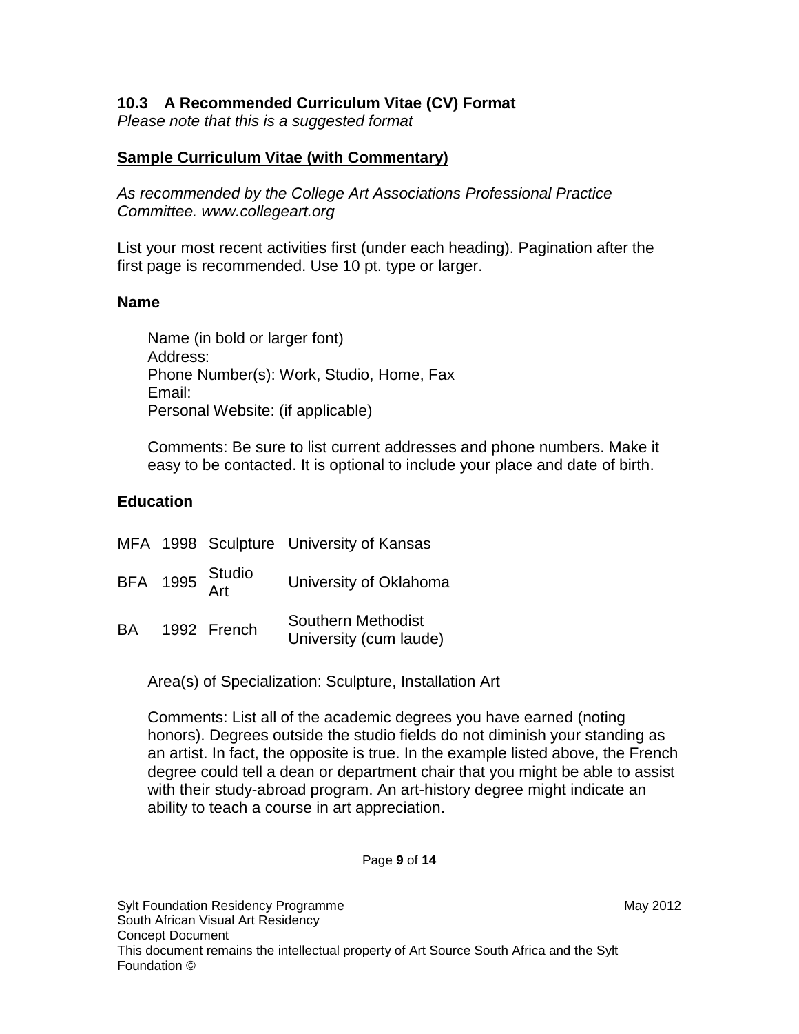### 10.3 A Recommended Curriculum Vitae (CV) Format

*Please note that this is a suggested format*

**Sample Curriculum Vitae (with Commentary)**

*As recommended by the College Art Associations Professional Practice Committee. www.collegeart.org*

List your most recent activities first (under each heading). Pagination after the first page is recommended. Use 10 pt. type or larger.

**Name**

Name (in bold or larger font)
Address:
Phone Number(s): Work, Studio, Home, Fax
Email:
Personal Website: (if applicable)

Comments: Be sure to list current addresses and phone numbers. Make it easy to be contacted. It is optional to include your place and date of birth.

**Education**

| | | | |
|---|---|---|---|
| MFA | 1998 | Sculpture | University of Kansas |
| BFA | 1995 | Studio Art | University of Oklahoma |
| BA | 1992 | French | Southern Methodist University (cum laude) |

Area(s) of Specialization: Sculpture, Installation Art

Comments: List all of the academic degrees you have earned (noting honors). Degrees outside the studio fields do not diminish your standing as an artist. In fact, the opposite is true. In the example listed above, the French degree could tell a dean or department chair that you might be able to assist with their study-abroad program. An art-history degree might indicate an ability to teach a course in art appreciation.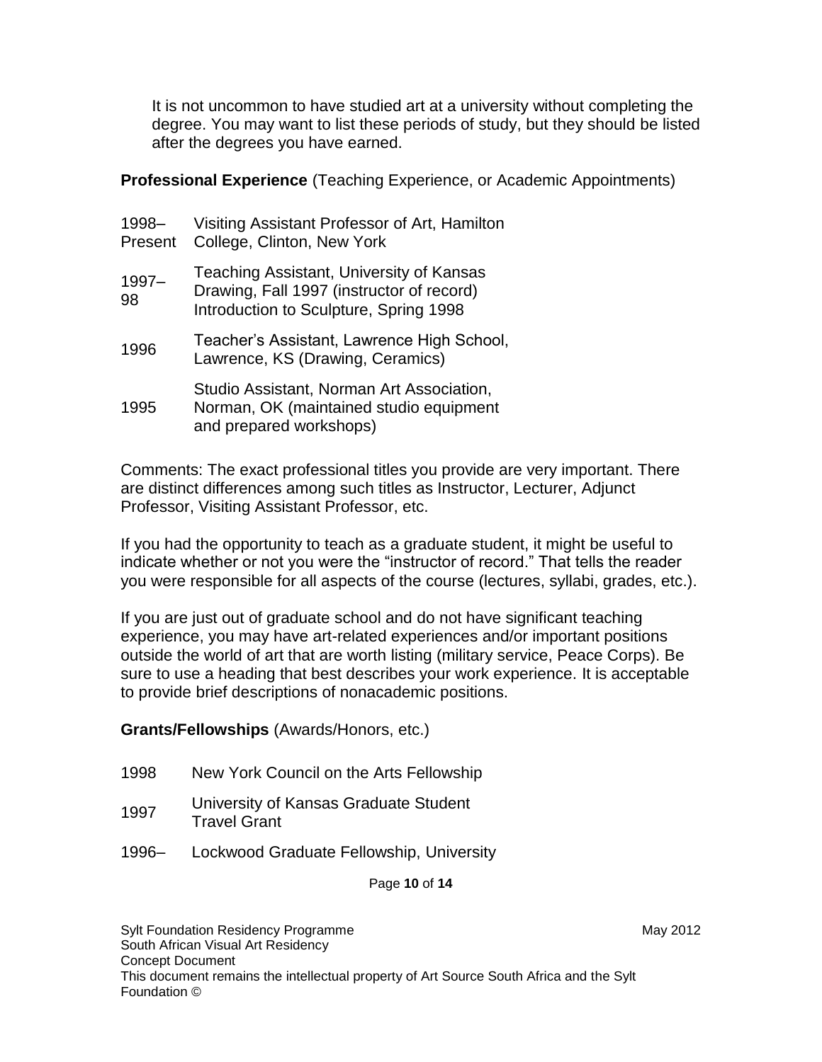It is not uncommon to have studied art at a university without completing the degree. You may want to list these periods of study, but they should be listed after the degrees you have earned.

**Professional Experience** (Teaching Experience, or Academic Appointments)

| | |
|---|---|
| 1998–Present | Visiting Assistant Professor of Art, Hamilton College, Clinton, New York |
| 1997–98 | Teaching Assistant, University of Kansas Drawing, Fall 1997 (instructor of record) Introduction to Sculpture, Spring 1998 |
| 1996 | Teacher's Assistant, Lawrence High School, Lawrence, KS (Drawing, Ceramics) |
| 1995 | Studio Assistant, Norman Art Association, Norman, OK (maintained studio equipment and prepared workshops) |

Comments: The exact professional titles you provide are very important. There are distinct differences among such titles as Instructor, Lecturer, Adjunct Professor, Visiting Assistant Professor, etc.

If you had the opportunity to teach as a graduate student, it might be useful to indicate whether or not you were the "instructor of record." That tells the reader you were responsible for all aspects of the course (lectures, syllabi, grades, etc.).

If you are just out of graduate school and do not have significant teaching experience, you may have art-related experiences and/or important positions outside the world of art that are worth listing (military service, Peace Corps). Be sure to use a heading that best describes your work experience. It is acceptable to provide brief descriptions of nonacademic positions.

**Grants/Fellowships** (Awards/Honors, etc.)

| | |
|---|---|
| 1998 | New York Council on the Arts Fellowship |
| 1997 | University of Kansas Graduate Student Travel Grant |
| 1996– | Lockwood Graduate Fellowship, University |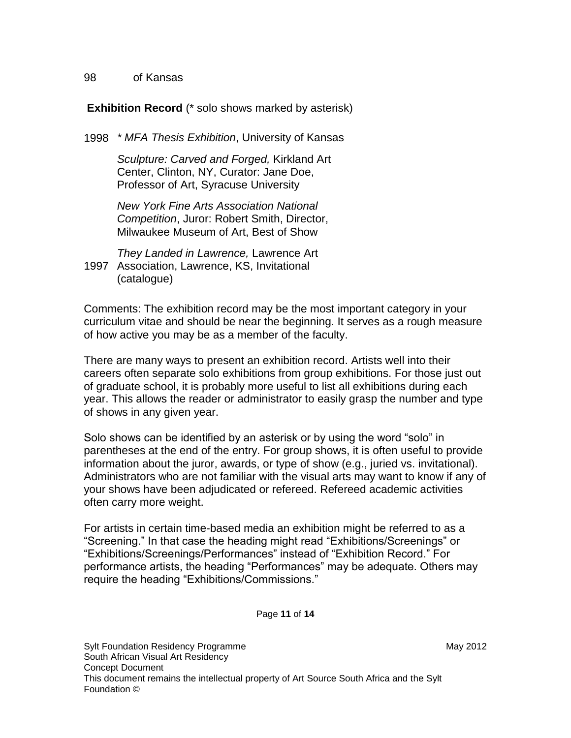98 of Kansas

**Exhibition Record** (* solo shows marked by asterisk)

1998 *\* MFA Thesis Exhibition*, University of Kansas

*Sculpture: Carved and Forged,* Kirkland Art Center, Clinton, NY, Curator: Jane Doe, Professor of Art, Syracuse University

*New York Fine Arts Association National Competition*, Juror: Robert Smith, Director, Milwaukee Museum of Art, Best of Show

1997 *They Landed in Lawrence,* Lawrence Art Association, Lawrence, KS, Invitational (catalogue)

Comments: The exhibition record may be the most important category in your curriculum vitae and should be near the beginning. It serves as a rough measure of how active you may be as a member of the faculty.

There are many ways to present an exhibition record. Artists well into their careers often separate solo exhibitions from group exhibitions. For those just out of graduate school, it is probably more useful to list all exhibitions during each year. This allows the reader or administrator to easily grasp the number and type of shows in any given year.

Solo shows can be identified by an asterisk or by using the word "solo" in parentheses at the end of the entry. For group shows, it is often useful to provide information about the juror, awards, or type of show (e.g., juried vs. invitational). Administrators who are not familiar with the visual arts may want to know if any of your shows have been adjudicated or refereed. Refereed academic activities often carry more weight.

For artists in certain time-based media an exhibition might be referred to as a "Screening." In that case the heading might read "Exhibitions/Screenings" or "Exhibitions/Screenings/Performances" instead of "Exhibition Record." For performance artists, the heading "Performances" may be adequate. Others may require the heading "Exhibitions/Commissions."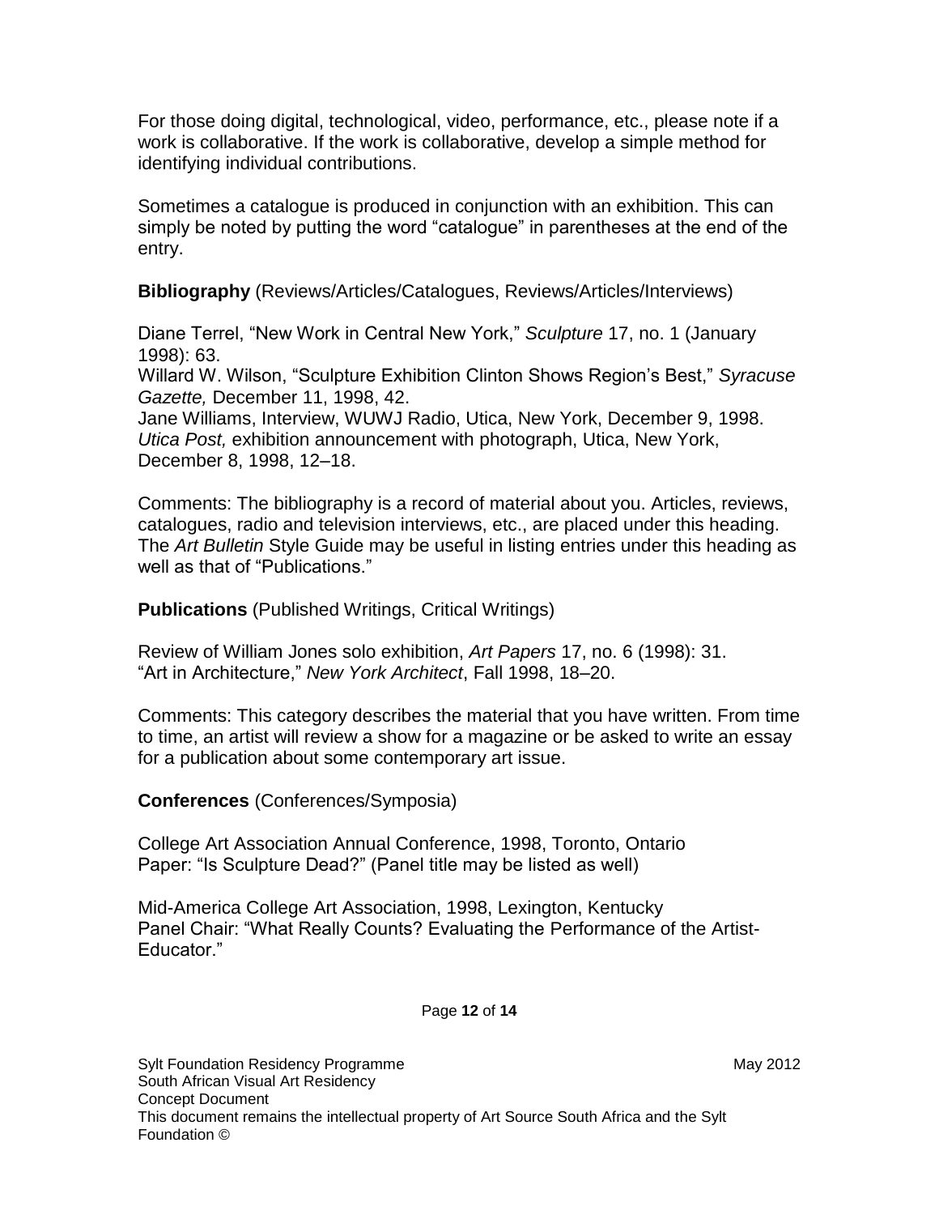For those doing digital, technological, video, performance, etc., please note if a work is collaborative. If the work is collaborative, develop a simple method for identifying individual contributions.

Sometimes a catalogue is produced in conjunction with an exhibition. This can simply be noted by putting the word "catalogue" in parentheses at the end of the entry.

**Bibliography** (Reviews/Articles/Catalogues, Reviews/Articles/Interviews)

Diane Terrel, "New Work in Central New York," *Sculpture* 17, no. 1 (January 1998): 63.
Willard W. Wilson, "Sculpture Exhibition Clinton Shows Region's Best," *Syracuse Gazette,* December 11, 1998, 42.
Jane Williams, Interview, WUWJ Radio, Utica, New York, December 9, 1998.
*Utica Post,* exhibition announcement with photograph, Utica, New York, December 8, 1998, 12–18.

Comments: The bibliography is a record of material about you. Articles, reviews, catalogues, radio and television interviews, etc., are placed under this heading. The *Art Bulletin* Style Guide may be useful in listing entries under this heading as well as that of "Publications."

**Publications** (Published Writings, Critical Writings)

Review of William Jones solo exhibition, *Art Papers* 17, no. 6 (1998): 31.
"Art in Architecture," *New York Architect*, Fall 1998, 18–20.

Comments: This category describes the material that you have written. From time to time, an artist will review a show for a magazine or be asked to write an essay for a publication about some contemporary art issue.

**Conferences** (Conferences/Symposia)

College Art Association Annual Conference, 1998, Toronto, Ontario
Paper: "Is Sculpture Dead?" (Panel title may be listed as well)

Mid-America College Art Association, 1998, Lexington, Kentucky
Panel Chair: "What Really Counts? Evaluating the Performance of the Artist-Educator."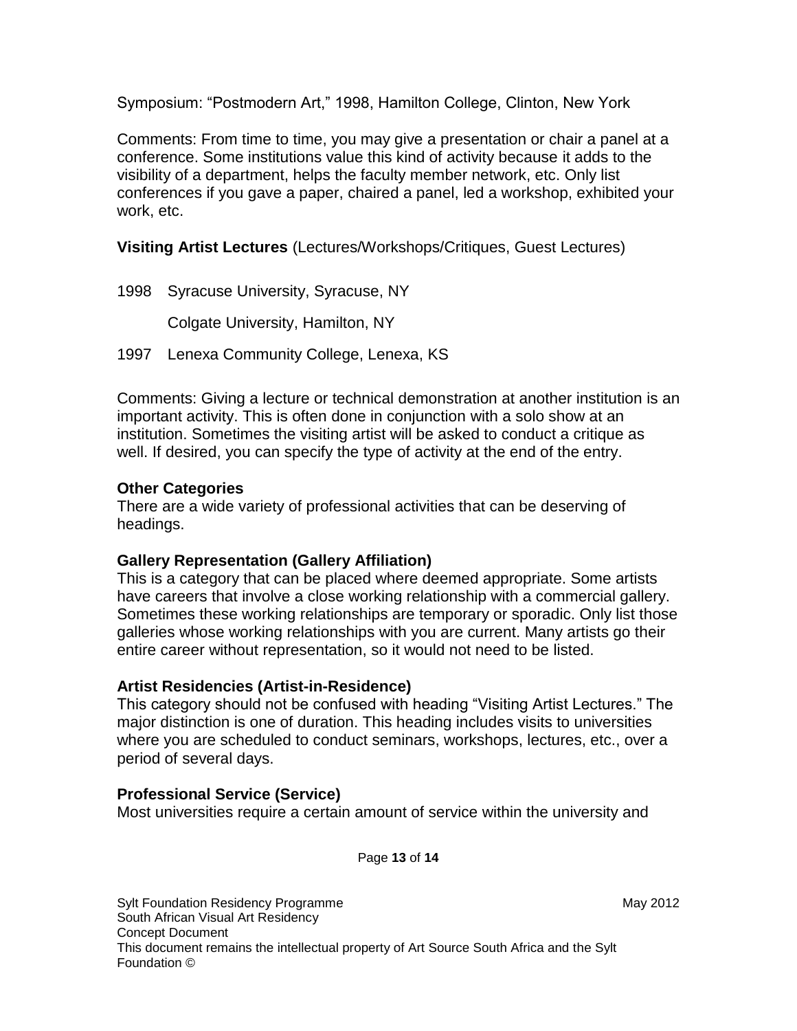Symposium: "Postmodern Art," 1998, Hamilton College, Clinton, New York

Comments: From time to time, you may give a presentation or chair a panel at a conference. Some institutions value this kind of activity because it adds to the visibility of a department, helps the faculty member network, etc. Only list conferences if you gave a paper, chaired a panel, led a workshop, exhibited your work, etc.

**Visiting Artist Lectures** (Lectures/Workshops/Critiques, Guest Lectures)

1998 Syracuse University, Syracuse, NY

Colgate University, Hamilton, NY

1997 Lenexa Community College, Lenexa, KS

Comments: Giving a lecture or technical demonstration at another institution is an important activity. This is often done in conjunction with a solo show at an institution. Sometimes the visiting artist will be asked to conduct a critique as well. If desired, you can specify the type of activity at the end of the entry.

**Other Categories**

There are a wide variety of professional activities that can be deserving of headings.

**Gallery Representation (Gallery Affiliation)**

This is a category that can be placed where deemed appropriate. Some artists have careers that involve a close working relationship with a commercial gallery. Sometimes these working relationships are temporary or sporadic. Only list those galleries whose working relationships with you are current. Many artists go their entire career without representation, so it would not need to be listed.

**Artist Residencies (Artist-in-Residence)**

This category should not be confused with heading "Visiting Artist Lectures." The major distinction is one of duration. This heading includes visits to universities where you are scheduled to conduct seminars, workshops, lectures, etc., over a period of several days.

**Professional Service (Service)**

Most universities require a certain amount of service within the university and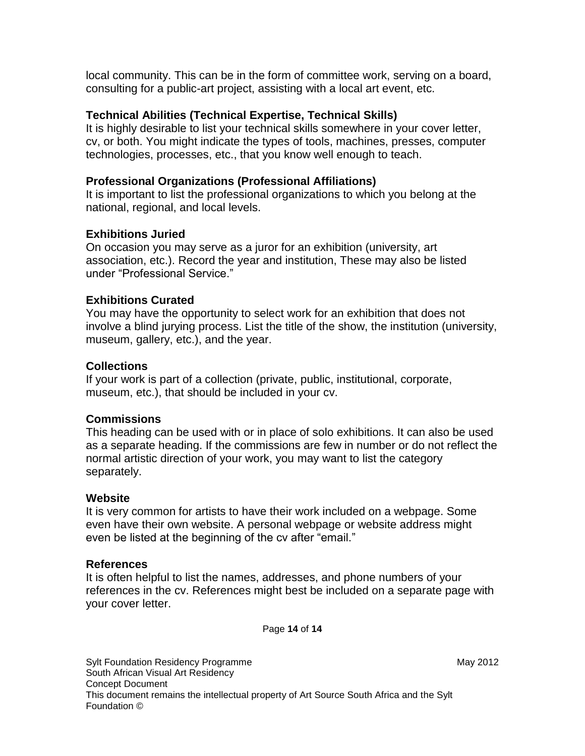local community. This can be in the form of committee work, serving on a board, consulting for a public-art project, assisting with a local art event, etc.

**Technical Abilities (Technical Expertise, Technical Skills)**

It is highly desirable to list your technical skills somewhere in your cover letter, cv, or both. You might indicate the types of tools, machines, presses, computer technologies, processes, etc., that you know well enough to teach.

**Professional Organizations (Professional Affiliations)**

It is important to list the professional organizations to which you belong at the national, regional, and local levels.

**Exhibitions Juried**

On occasion you may serve as a juror for an exhibition (university, art association, etc.). Record the year and institution, These may also be listed under "Professional Service."

**Exhibitions Curated**

You may have the opportunity to select work for an exhibition that does not involve a blind jurying process. List the title of the show, the institution (university, museum, gallery, etc.), and the year.

**Collections**

If your work is part of a collection (private, public, institutional, corporate, museum, etc.), that should be included in your cv.

**Commissions**

This heading can be used with or in place of solo exhibitions. It can also be used as a separate heading. If the commissions are few in number or do not reflect the normal artistic direction of your work, you may want to list the category separately.

**Website**

It is very common for artists to have their work included on a webpage. Some even have their own website. A personal webpage or website address might even be listed at the beginning of the cv after "email."

**References**

It is often helpful to list the names, addresses, and phone numbers of your references in the cv. References might best be included on a separate page with your cover letter.